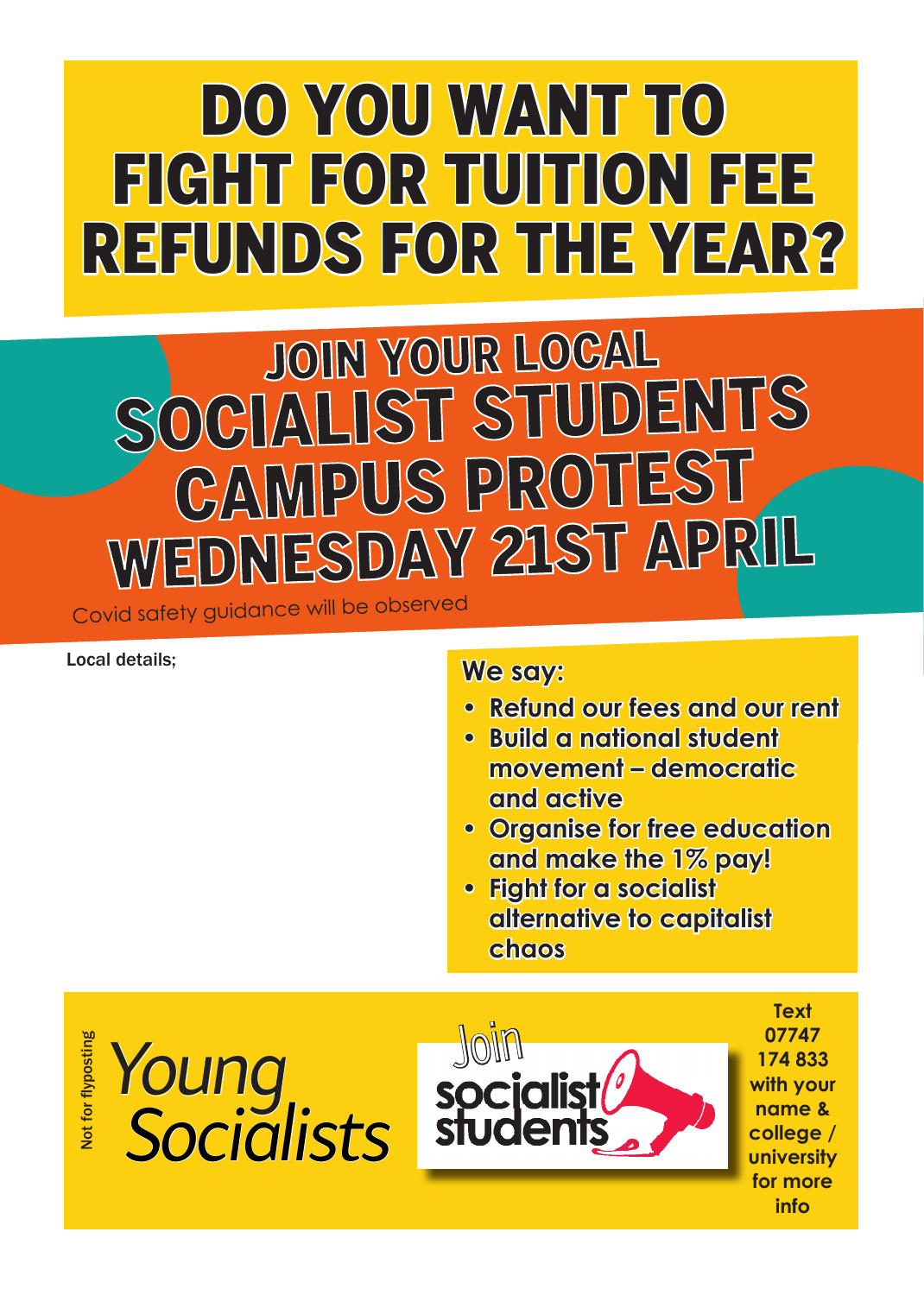# DO YOU WANT TO FIGHT FOR TUITION FEE REFUNDS FOR THE YEAR?

## JOIN YOUR LOCAL SOCIALIST STUDENTS CAMPUS PROTEST WEDNESDAY 21ST APRIL

Covid safety guidance will be observed

Local details;

**We say:**

- **Refund our fees and our rent**
- **Build a national student movement – democratic and active**
- **Organise for free education and make the 1% pay!**
- **Fight for a socialist alternative to capitalist chaos**

Not for flyposting

*Young Socialists*

Join socialist students

**Text 07747 174 833 with your name & college / university for more info**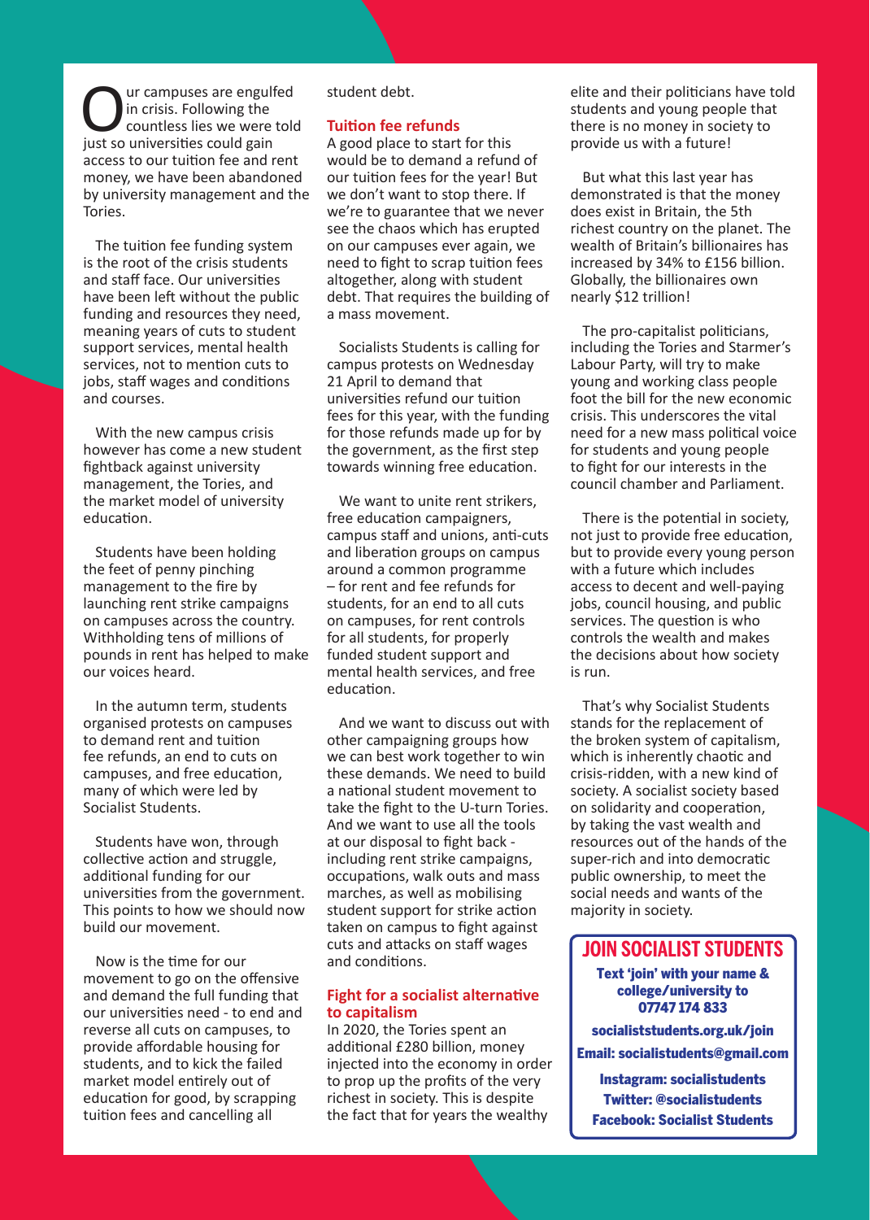Our campuses are engulfed in crisis. Following the countless lies we were told just so universities could gain access to our tuition fee and rent money, we have been abandoned by university management and the Tories.

The tuition fee funding system is the root of the crisis students and staff face. Our universities have been left without the public funding and resources they need, meaning years of cuts to student support services, mental health services, not to mention cuts to jobs, staff wages and conditions and courses.

With the new campus crisis however has come a new student fightback against university management, the Tories, and the market model of university education.

Students have been holding the feet of penny pinching management to the fire by launching rent strike campaigns on campuses across the country. Withholding tens of millions of pounds in rent has helped to make our voices heard.

In the autumn term, students organised protests on campuses to demand rent and tuition fee refunds, an end to cuts on campuses, and free education, many of which were led by Socialist Students.

Students have won, through collective action and struggle, additional funding for our universities from the government. This points to how we should now build our movement.

Now is the time for our movement to go on the offensive and demand the full funding that our universities need - to end and reverse all cuts on campuses, to provide affordable housing for students, and to kick the failed market model entirely out of education for good, by scrapping tuition fees and cancelling all student debt.

## Tuition fee refunds

A good place to start for this would be to demand a refund of our tuition fees for the year! But we don't want to stop there. If we're to guarantee that we never see the chaos which has erupted on our campuses ever again, we need to fight to scrap tuition fees altogether, along with student debt. That requires the building of a mass movement.

Socialists Students is calling for campus protests on Wednesday 21 April to demand that universities refund our tuition fees for this year, with the funding for those refunds made up for by the government, as the first step towards winning free education.

We want to unite rent strikers, free education campaigners, campus staff and unions, anti-cuts and liberation groups on campus around a common programme – for rent and fee refunds for students, for an end to all cuts on campuses, for rent controls for all students, for properly funded student support and mental health services, and free education.

And we want to discuss out with other campaigning groups how we can best work together to win these demands. We need to build a national student movement to take the fight to the U-turn Tories. And we want to use all the tools at our disposal to fight back - including rent strike campaigns, occupations, walk outs and mass marches, as well as mobilising student support for strike action taken on campus to fight against cuts and attacks on staff wages and conditions.

## Fight for a socialist alternative to capitalism

In 2020, the Tories spent an additional £280 billion, money injected into the economy in order to prop up the profits of the very richest in society. This is despite the fact that for years the wealthy elite and their politicians have told students and young people that there is no money in society to provide us with a future!

But what this last year has demonstrated is that the money does exist in Britain, the 5th richest country on the planet. The wealth of Britain's billionaires has increased by 34% to £156 billion. Globally, the billionaires own nearly $12 trillion!

The pro-capitalist politicians, including the Tories and Starmer's Labour Party, will try to make young and working class people foot the bill for the new economic crisis. This underscores the vital need for a new mass political voice for students and young people to fight for our interests in the council chamber and Parliament.

There is the potential in society, not just to provide free education, but to provide every young person with a future which includes access to decent and well-paying jobs, council housing, and public services. The question is who controls the wealth and makes the decisions about how society is run.

That's why Socialist Students stands for the replacement of the broken system of capitalism, which is inherently chaotic and crisis-ridden, with a new kind of society. A socialist society based on solidarity and cooperation, by taking the vast wealth and resources out of the hands of the super-rich and into democratic public ownership, to meet the social needs and wants of the majority in society.

## JOIN SOCIALIST STUDENTS

**Text 'join' with your name & college/university to 07747 174 833**

**socialiststudents.org.uk/join**

**Email: socialistudents@gmail.com**

**Instagram: socialistudents**

**Twitter: @socialistudents**

**Facebook: Socialist Students**